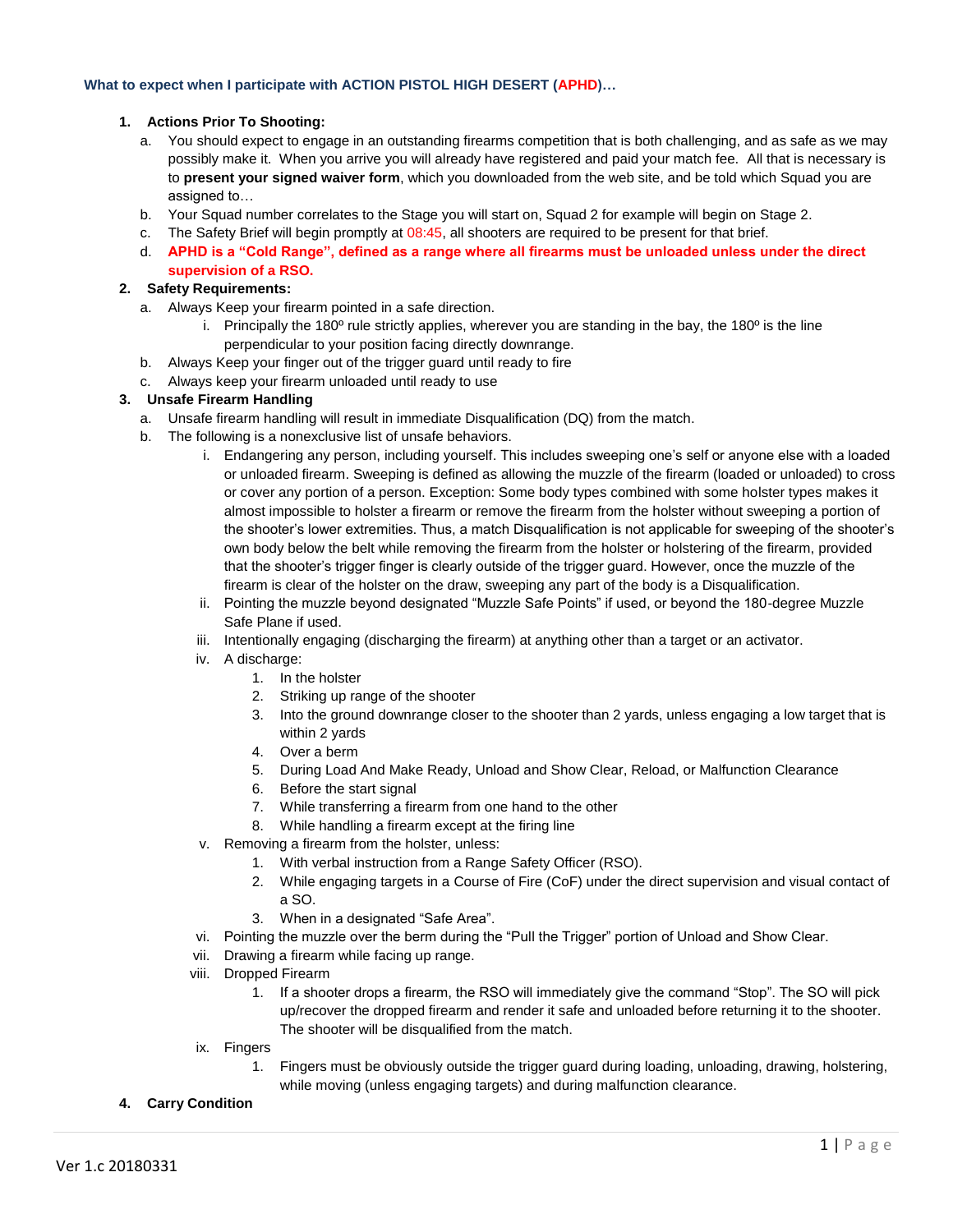**What to expect when I participate with ACTION PISTOL HIGH DESERT (APHD)…**

1. **Actions Prior To Shooting:**
    a. You should expect to engage in an outstanding firearms competition that is both challenging, and as safe as we may possibly make it. When you arrive you will already have registered and paid your match fee. All that is necessary is to **present your signed waiver form**, which you downloaded from the web site, and be told which Squad you are assigned to…
    b. Your Squad number correlates to the Stage you will start on, Squad 2 for example will begin on Stage 2.
    c. The Safety Brief will begin promptly at 08:45, all shooters are required to be present for that brief.
    d. **APHD is a "Cold Range", defined as a range where all firearms must be unloaded unless under the direct supervision of a RSO.**
2. **Safety Requirements:**
    a. Always Keep your firearm pointed in a safe direction.
        i. Principally the 180º rule strictly applies, wherever you are standing in the bay, the 180º is the line perpendicular to your position facing directly downrange.
    b. Always Keep your finger out of the trigger guard until ready to fire
    c. Always keep your firearm unloaded until ready to use
3. **Unsafe Firearm Handling**
    a. Unsafe firearm handling will result in immediate Disqualification (DQ) from the match.
    b. The following is a nonexclusive list of unsafe behaviors.
        i. Endangering any person, including yourself. This includes sweeping one's self or anyone else with a loaded or unloaded firearm. Sweeping is defined as allowing the muzzle of the firearm (loaded or unloaded) to cross or cover any portion of a person. Exception: Some body types combined with some holster types makes it almost impossible to holster a firearm or remove the firearm from the holster without sweeping a portion of the shooter's lower extremities. Thus, a match Disqualification is not applicable for sweeping of the shooter's own body below the belt while removing the firearm from the holster or holstering of the firearm, provided that the shooter's trigger finger is clearly outside of the trigger guard. However, once the muzzle of the firearm is clear of the holster on the draw, sweeping any part of the body is a Disqualification.
        ii. Pointing the muzzle beyond designated "Muzzle Safe Points" if used, or beyond the 180-degree Muzzle Safe Plane if used.
        iii. Intentionally engaging (discharging the firearm) at anything other than a target or an activator.
        iv. A discharge:
            1. In the holster
            2. Striking up range of the shooter
            3. Into the ground downrange closer to the shooter than 2 yards, unless engaging a low target that is within 2 yards
            4. Over a berm
            5. During Load And Make Ready, Unload and Show Clear, Reload, or Malfunction Clearance
            6. Before the start signal
            7. While transferring a firearm from one hand to the other
            8. While handling a firearm except at the firing line
        v. Removing a firearm from the holster, unless:
            1. With verbal instruction from a Range Safety Officer (RSO).
            2. While engaging targets in a Course of Fire (CoF) under the direct supervision and visual contact of a SO.
            3. When in a designated "Safe Area".
        vi. Pointing the muzzle over the berm during the "Pull the Trigger" portion of Unload and Show Clear.
        vii. Drawing a firearm while facing up range.
        viii. Dropped Firearm
            1. If a shooter drops a firearm, the RSO will immediately give the command "Stop". The SO will pick up/recover the dropped firearm and render it safe and unloaded before returning it to the shooter. The shooter will be disqualified from the match.
        ix. Fingers
            1. Fingers must be obviously outside the trigger guard during loading, unloading, drawing, holstering, while moving (unless engaging targets) and during malfunction clearance.
4. **Carry Condition**

Ver 1.c 20180331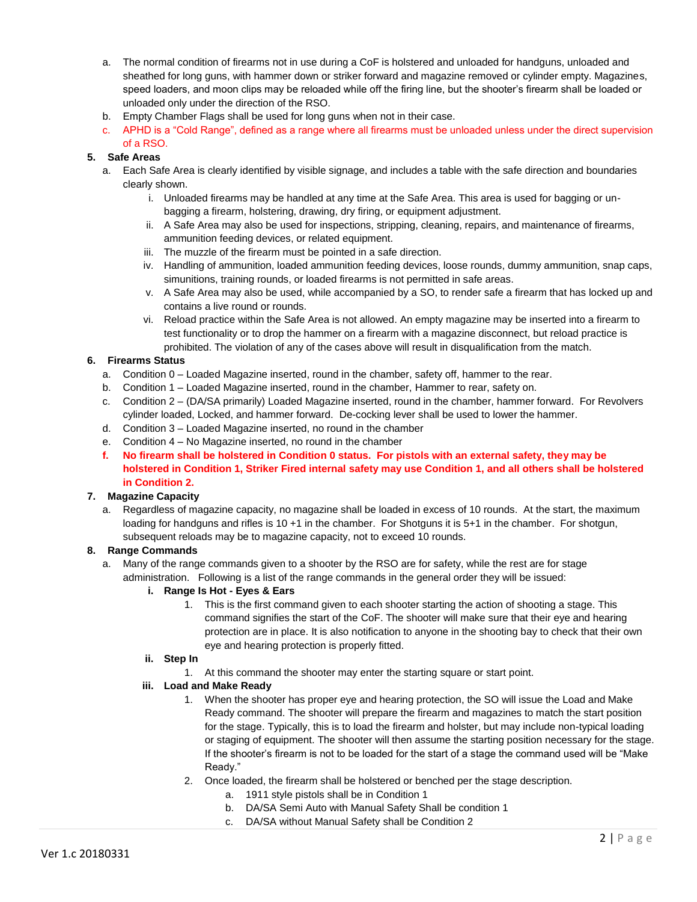a. The normal condition of firearms not in use during a CoF is holstered and unloaded for handguns, unloaded and sheathed for long guns, with hammer down or striker forward and magazine removed or cylinder empty. Magazines, speed loaders, and moon clips may be reloaded while off the firing line, but the shooter's firearm shall be loaded or unloaded only under the direction of the RSO.
b. Empty Chamber Flags shall be used for long guns when not in their case.
c. APHD is a "Cold Range", defined as a range where all firearms must be unloaded unless under the direct supervision of a RSO.

**5. Safe Areas**

a. Each Safe Area is clearly identified by visible signage, and includes a table with the safe direction and boundaries clearly shown.
   i. Unloaded firearms may be handled at any time at the Safe Area. This area is used for bagging or un-bagging a firearm, holstering, drawing, dry firing, or equipment adjustment.
   ii. A Safe Area may also be used for inspections, stripping, cleaning, repairs, and maintenance of firearms, ammunition feeding devices, or related equipment.
   iii. The muzzle of the firearm must be pointed in a safe direction.
   iv. Handling of ammunition, loaded ammunition feeding devices, loose rounds, dummy ammunition, snap caps, simunitions, training rounds, or loaded firearms is not permitted in safe areas.
   v. A Safe Area may also be used, while accompanied by a SO, to render safe a firearm that has locked up and contains a live round or rounds.
   vi. Reload practice within the Safe Area is not allowed. An empty magazine may be inserted into a firearm to test functionality or to drop the hammer on a firearm with a magazine disconnect, but reload practice is prohibited. The violation of any of the cases above will result in disqualification from the match.

**6. Firearms Status**

a. Condition 0 – Loaded Magazine inserted, round in the chamber, safety off, hammer to the rear.
b. Condition 1 – Loaded Magazine inserted, round in the chamber, Hammer to rear, safety on.
c. Condition 2 – (DA/SA primarily) Loaded Magazine inserted, round in the chamber, hammer forward. For Revolvers cylinder loaded, Locked, and hammer forward. De-cocking lever shall be used to lower the hammer.
d. Condition 3 – Loaded Magazine inserted, no round in the chamber
e. Condition 4 – No Magazine inserted, no round in the chamber
f. **No firearm shall be holstered in Condition 0 status. For pistols with an external safety, they may be holstered in Condition 1, Striker Fired internal safety may use Condition 1, and all others shall be holstered in Condition 2.**

**7. Magazine Capacity**

a. Regardless of magazine capacity, no magazine shall be loaded in excess of 10 rounds. At the start, the maximum loading for handguns and rifles is 10 +1 in the chamber. For Shotguns it is 5+1 in the chamber. For shotgun, subsequent reloads may be to magazine capacity, not to exceed 10 rounds.

**8. Range Commands**

a. Many of the range commands given to a shooter by the RSO are for safety, while the rest are for stage administration. Following is a list of the range commands in the general order they will be issued:
   **i. Range Is Hot - Eyes & Ears**
      1. This is the first command given to each shooter starting the action of shooting a stage. This command signifies the start of the CoF. The shooter will make sure that their eye and hearing protection are in place. It is also notification to anyone in the shooting bay to check that their own eye and hearing protection is properly fitted.
   **ii. Step In**
      1. At this command the shooter may enter the starting square or start point.
   **iii. Load and Make Ready**
      1. When the shooter has proper eye and hearing protection, the SO will issue the Load and Make Ready command. The shooter will prepare the firearm and magazines to match the start position for the stage. Typically, this is to load the firearm and holster, but may include non-typical loading or staging of equipment. The shooter will then assume the starting position necessary for the stage. If the shooter's firearm is not to be loaded for the start of a stage the command used will be "Make Ready."
      2. Once loaded, the firearm shall be holstered or benched per the stage description.
         a. 1911 style pistols shall be in Condition 1
         b. DA/SA Semi Auto with Manual Safety Shall be condition 1
         c. DA/SA without Manual Safety shall be Condition 2

Ver 1.c 20180331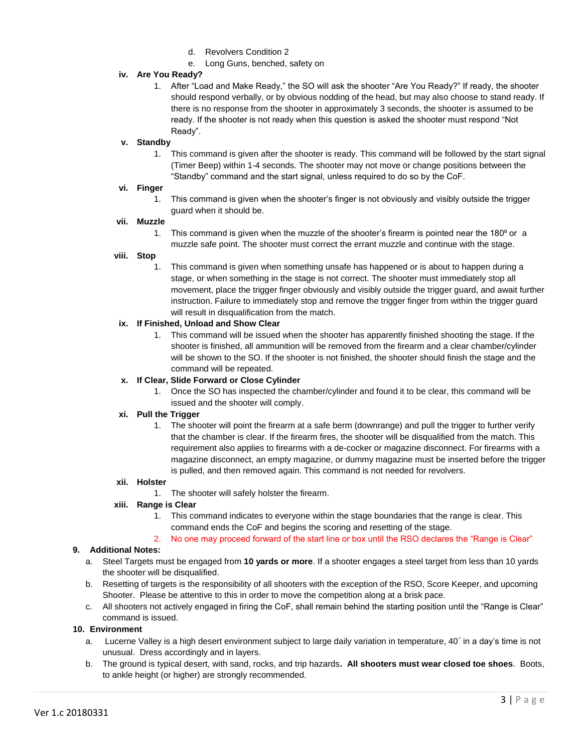d. Revolvers Condition 2
   e. Long Guns, benched, safety on

**iv. Are You Ready?**

1. After "Load and Make Ready," the SO will ask the shooter "Are You Ready?" If ready, the shooter should respond verbally, or by obvious nodding of the head, but may also choose to stand ready. If there is no response from the shooter in approximately 3 seconds, the shooter is assumed to be ready. If the shooter is not ready when this question is asked the shooter must respond "Not Ready".

**v. Standby**

1. This command is given after the shooter is ready. This command will be followed by the start signal (Timer Beep) within 1-4 seconds. The shooter may not move or change positions between the "Standby" command and the start signal, unless required to do so by the CoF.

**vi. Finger**

1. This command is given when the shooter's finger is not obviously and visibly outside the trigger guard when it should be.

**vii. Muzzle**

1. This command is given when the muzzle of the shooter's firearm is pointed near the 180º or a muzzle safe point. The shooter must correct the errant muzzle and continue with the stage.

**viii. Stop**

1. This command is given when something unsafe has happened or is about to happen during a stage, or when something in the stage is not correct. The shooter must immediately stop all movement, place the trigger finger obviously and visibly outside the trigger guard, and await further instruction. Failure to immediately stop and remove the trigger finger from within the trigger guard will result in disqualification from the match.

**ix. If Finished, Unload and Show Clear**

1. This command will be issued when the shooter has apparently finished shooting the stage. If the shooter is finished, all ammunition will be removed from the firearm and a clear chamber/cylinder will be shown to the SO. If the shooter is not finished, the shooter should finish the stage and the command will be repeated.

**x. If Clear, Slide Forward or Close Cylinder**

1. Once the SO has inspected the chamber/cylinder and found it to be clear, this command will be issued and the shooter will comply.

**xi. Pull the Trigger**

1. The shooter will point the firearm at a safe berm (downrange) and pull the trigger to further verify that the chamber is clear. If the firearm fires, the shooter will be disqualified from the match. This requirement also applies to firearms with a de-cocker or magazine disconnect. For firearms with a magazine disconnect, an empty magazine, or dummy magazine must be inserted before the trigger is pulled, and then removed again. This command is not needed for revolvers.

**xii. Holster**

1. The shooter will safely holster the firearm.

**xiii. Range is Clear**

1. This command indicates to everyone within the stage boundaries that the range is clear. This command ends the CoF and begins the scoring and resetting of the stage.
2. No one may proceed forward of the start line or box until the RSO declares the "Range is Clear"

**9. Additional Notes:**

a. Steel Targets must be engaged from **10 yards or more**. If a shooter engages a steel target from less than 10 yards the shooter will be disqualified.
b. Resetting of targets is the responsibility of all shooters with the exception of the RSO, Score Keeper, and upcoming Shooter. Please be attentive to this in order to move the competition along at a brisk pace.
c. All shooters not actively engaged in firing the CoF, shall remain behind the starting position until the "Range is Clear" command is issued.

**10. Environment**

a. Lucerne Valley is a high desert environment subject to large daily variation in temperature, 40° in a day's time is not unusual. Dress accordingly and in layers.
b. The ground is typical desert, with sand, rocks, and trip hazards**. All shooters must wear closed toe shoes**. Boots, to ankle height (or higher) are strongly recommended.

Ver 1.c 20180331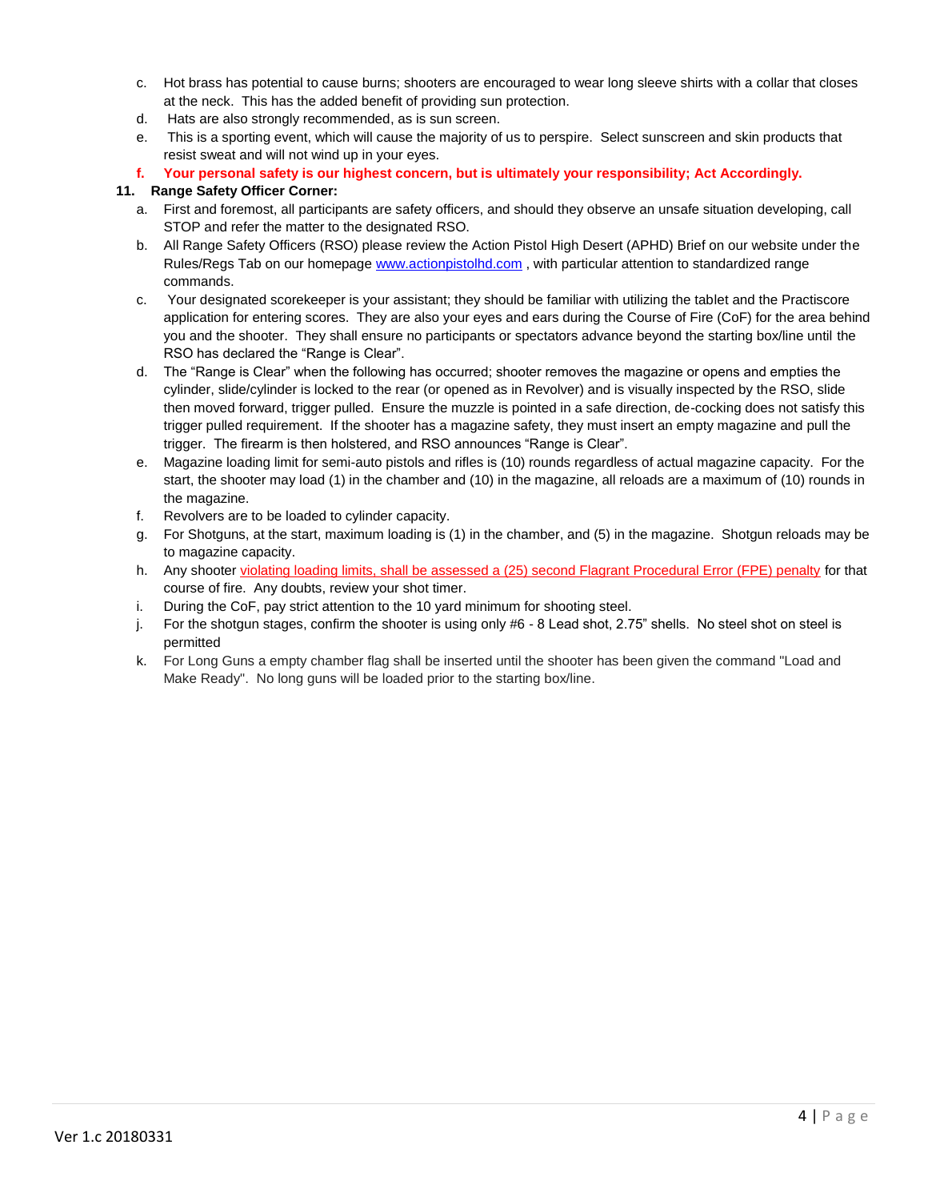c. Hot brass has potential to cause burns; shooters are encouraged to wear long sleeve shirts with a collar that closes at the neck. This has the added benefit of providing sun protection.
d. Hats are also strongly recommended, as is sun screen.
e. This is a sporting event, which will cause the majority of us to perspire. Select sunscreen and skin products that resist sweat and will not wind up in your eyes.
f. **Your personal safety is our highest concern, but is ultimately your responsibility; Act Accordingly.**

**11. Range Safety Officer Corner:**

a. First and foremost, all participants are safety officers, and should they observe an unsafe situation developing, call STOP and refer the matter to the designated RSO.
b. All Range Safety Officers (RSO) please review the Action Pistol High Desert (APHD) Brief on our website under the Rules/Regs Tab on our homepage www.actionpistolhd.com , with particular attention to standardized range commands.
c. Your designated scorekeeper is your assistant; they should be familiar with utilizing the tablet and the Practiscore application for entering scores. They are also your eyes and ears during the Course of Fire (CoF) for the area behind you and the shooter. They shall ensure no participants or spectators advance beyond the starting box/line until the RSO has declared the "Range is Clear".
d. The "Range is Clear" when the following has occurred; shooter removes the magazine or opens and empties the cylinder, slide/cylinder is locked to the rear (or opened as in Revolver) and is visually inspected by the RSO, slide then moved forward, trigger pulled. Ensure the muzzle is pointed in a safe direction, de-cocking does not satisfy this trigger pulled requirement. If the shooter has a magazine safety, they must insert an empty magazine and pull the trigger. The firearm is then holstered, and RSO announces "Range is Clear".
e. Magazine loading limit for semi-auto pistols and rifles is (10) rounds regardless of actual magazine capacity. For the start, the shooter may load (1) in the chamber and (10) in the magazine, all reloads are a maximum of (10) rounds in the magazine.
f. Revolvers are to be loaded to cylinder capacity.
g. For Shotguns, at the start, maximum loading is (1) in the chamber, and (5) in the magazine. Shotgun reloads may be to magazine capacity.
h. Any shooter violating loading limits, shall be assessed a (25) second Flagrant Procedural Error (FPE) penalty for that course of fire. Any doubts, review your shot timer.
i. During the CoF, pay strict attention to the 10 yard minimum for shooting steel.
j. For the shotgun stages, confirm the shooter is using only #6 - 8 Lead shot, 2.75" shells. No steel shot on steel is permitted
k. For Long Guns a empty chamber flag shall be inserted until the shooter has been given the command "Load and Make Ready". No long guns will be loaded prior to the starting box/line.

Ver 1.c 20180331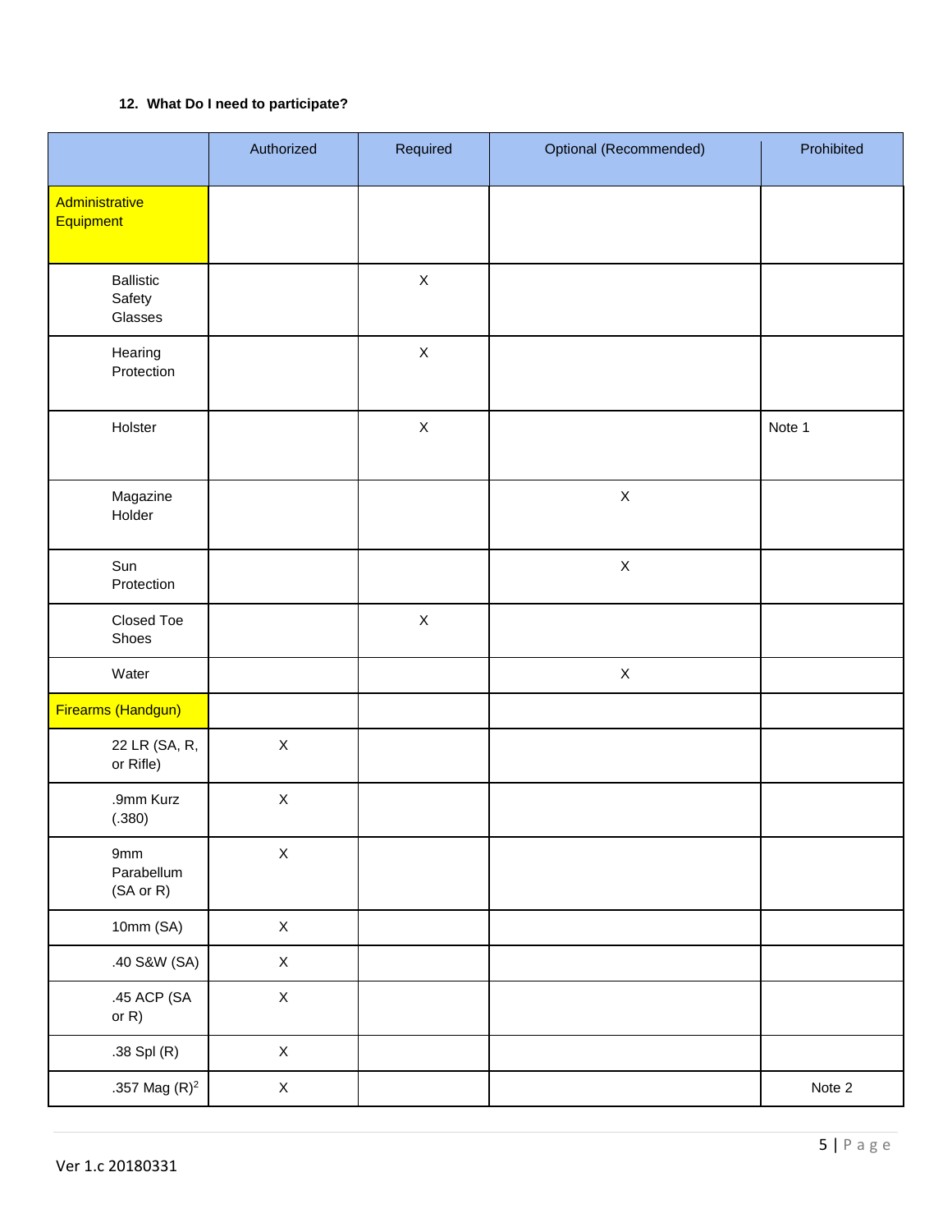**12. What Do I need to participate?**

| | Authorized | Required | Optional (Recommended) | Prohibited |
|---|---|---|---|---|
| Administrative Equipment | | | | |
| Ballistic Safety Glasses | | X | | |
| Hearing Protection | | X | | |
| Holster | | X | | Note 1 |
| Magazine Holder | | | X | |
| Sun Protection | | | X | |
| Closed Toe Shoes | | X | | |
| Water | | | X | |
| Firearms (Handgun) | | | | |
| 22 LR (SA, R, or Rifle) | X | | | |
| .9mm Kurz (.380) | X | | | |
| 9mm Parabellum (SA or R) | X | | | |
| 10mm (SA) | X | | | |
| .40 S&W (SA) | X | | | |
| .45 ACP (SA or R) | X | | | |
| .38 Spl (R) | X | | | |
| .357 Mag (R)[2] | X | | | Note 2 |

Ver 1.c 20180331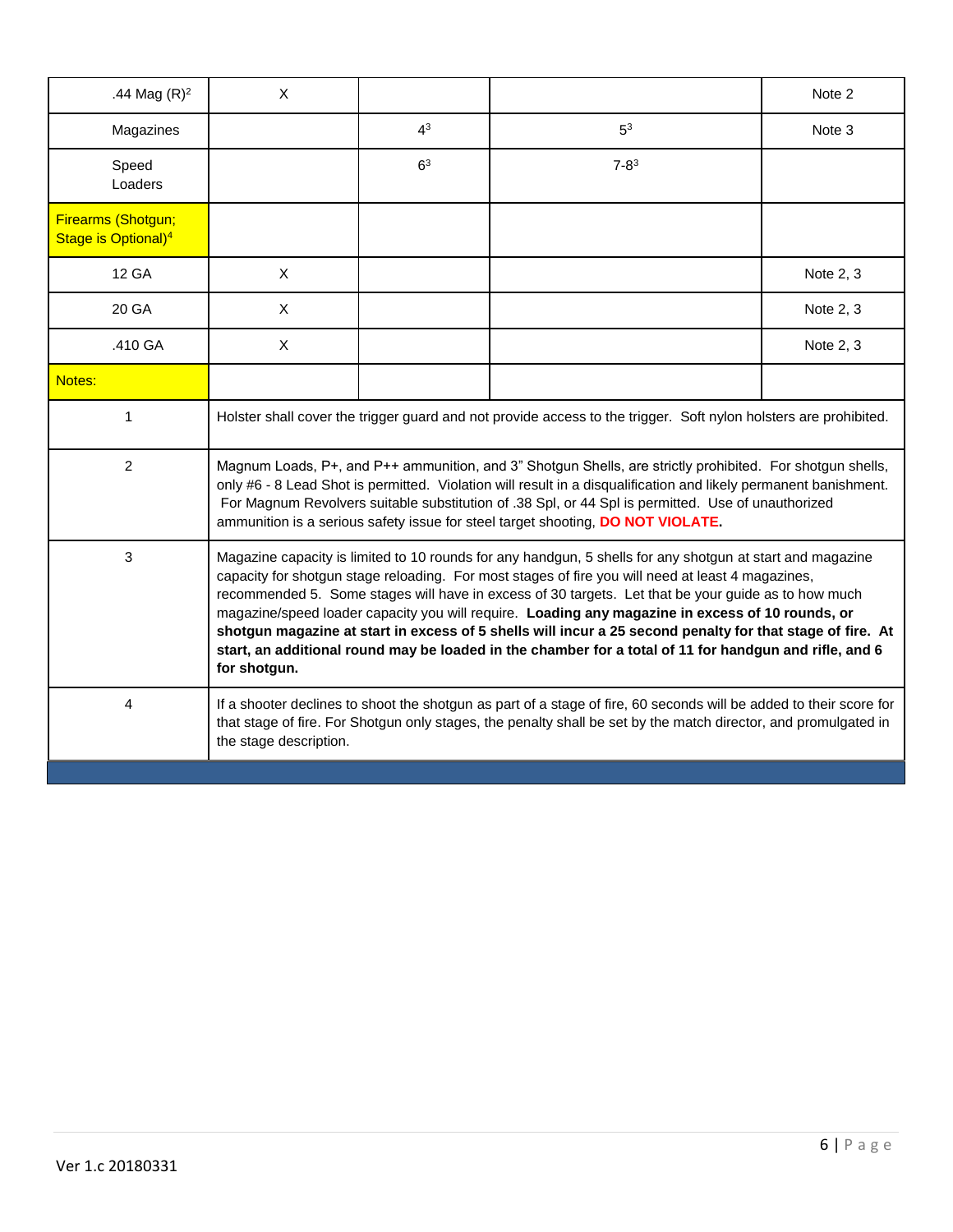| | | | | |
|---|---|---|---|---|
| .44 Mag (R)[2] | X | | | Note 2 |
| Magazines | | 4[3] | 5[3] | Note 3 |
| Speed Loaders | | 6[3] | 7-8[3] | |
| Firearms (Shotgun; Stage is Optional)[4] | | | | |
| 12 GA | X | | | Note 2, 3 |
| 20 GA | X | | | Note 2, 3 |
| .410 GA | X | | | Note 2, 3 |
| Notes: | | | | |
| 1 | Holster shall cover the trigger guard and not provide access to the trigger. Soft nylon holsters are prohibited. | | | |
| 2 | Magnum Loads, P+, and P++ ammunition, and 3" Shotgun Shells, are strictly prohibited. For shotgun shells, only #6 - 8 Lead Shot is permitted. Violation will result in a disqualification and likely permanent banishment. For Magnum Revolvers suitable substitution of .38 Spl, or 44 Spl is permitted. Use of unauthorized ammunition is a serious safety issue for steel target shooting, **DO NOT VIOLATE.** | | | |
| 3 | Magazine capacity is limited to 10 rounds for any handgun, 5 shells for any shotgun at start and magazine capacity for shotgun stage reloading. For most stages of fire you will need at least 4 magazines, recommended 5. Some stages will have in excess of 30 targets. Let that be your guide as to how much magazine/speed loader capacity you will require. **Loading any magazine in excess of 10 rounds, or shotgun magazine at start in excess of 5 shells will incur a 25 second penalty for that stage of fire. At start, an additional round may be loaded in the chamber for a total of 11 for handgun and rifle, and 6 for shotgun.** | | | |
| 4 | If a shooter declines to shoot the shotgun as part of a stage of fire, 60 seconds will be added to their score for that stage of fire. For Shotgun only stages, the penalty shall be set by the match director, and promulgated in the stage description. | | | |

Ver 1.c 20180331